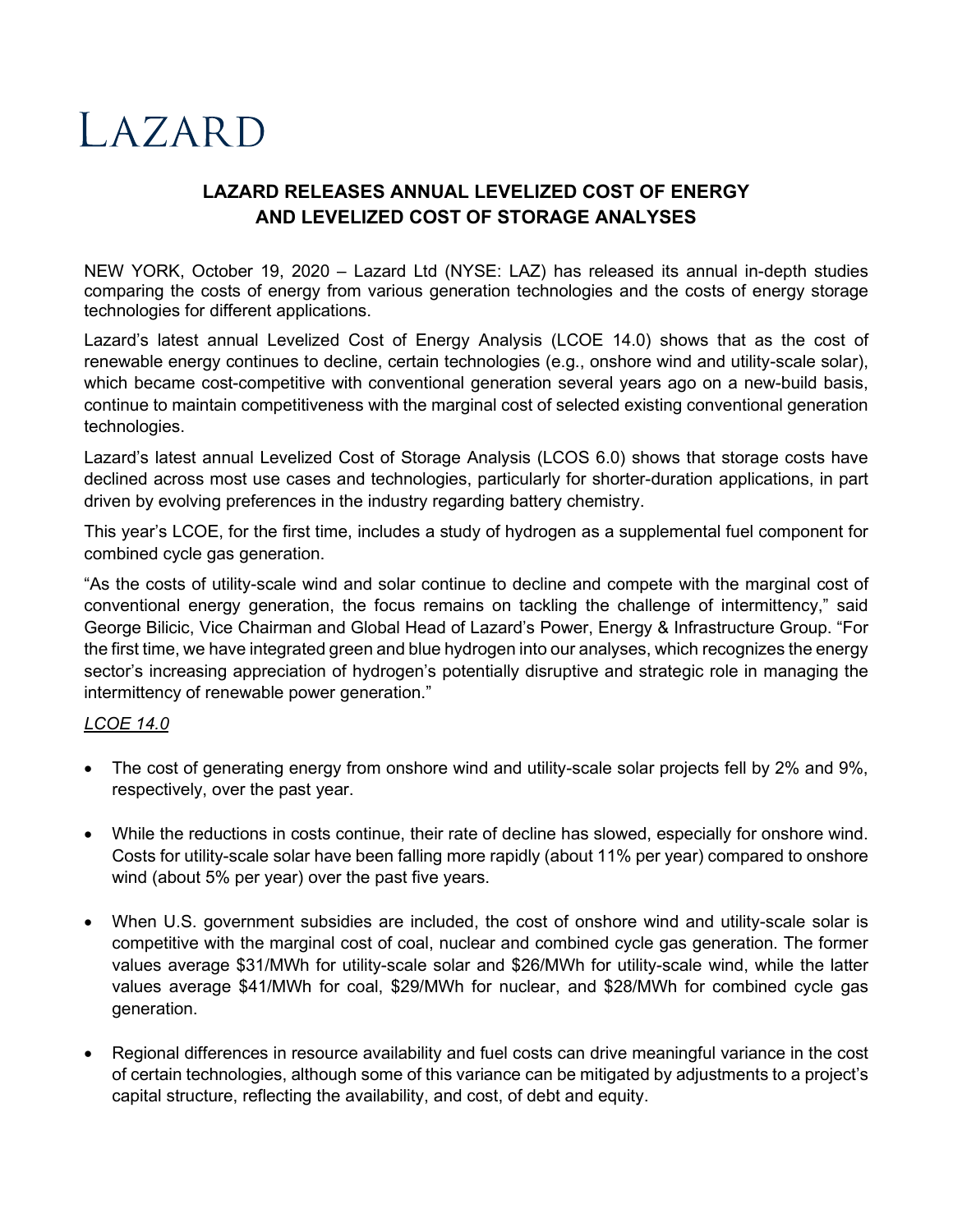LAZARD

# LAZARD RELEASES ANNUAL LEVELIZED COST OF ENERGY AND LEVELIZED COST OF STORAGE ANALYSES

NEW YORK, October 19, 2020 – Lazard Ltd (NYSE: LAZ) has released its annual in-depth studies comparing the costs of energy from various generation technologies and the costs of energy storage technologies for different applications.

Lazard's latest annual Levelized Cost of Energy Analysis (LCOE 14.0) shows that as the cost of renewable energy continues to decline, certain technologies (e.g., onshore wind and utility-scale solar), which became cost-competitive with conventional generation several years ago on a new-build basis, continue to maintain competitiveness with the marginal cost of selected existing conventional generation technologies.

Lazard's latest annual Levelized Cost of Storage Analysis (LCOS 6.0) shows that storage costs have declined across most use cases and technologies, particularly for shorter-duration applications, in part driven by evolving preferences in the industry regarding battery chemistry.

This year's LCOE, for the first time, includes a study of hydrogen as a supplemental fuel component for combined cycle gas generation.

"As the costs of utility-scale wind and solar continue to decline and compete with the marginal cost of conventional energy generation, the focus remains on tackling the challenge of intermittency," said George Bilicic, Vice Chairman and Global Head of Lazard's Power, Energy & Infrastructure Group. "For the first time, we have integrated green and blue hydrogen into our analyses, which recognizes the energy sector's increasing appreciation of hydrogen's potentially disruptive and strategic role in managing the intermittency of renewable power generation."

*LCOE 14.0*

- The cost of generating energy from onshore wind and utility-scale solar projects fell by 2% and 9%, respectively, over the past year.

- While the reductions in costs continue, their rate of decline has slowed, especially for onshore wind. Costs for utility-scale solar have been falling more rapidly (about 11% per year) compared to onshore wind (about 5% per year) over the past five years.

- When U.S. government subsidies are included, the cost of onshore wind and utility-scale solar is competitive with the marginal cost of coal, nuclear and combined cycle gas generation. The former values average $31/MWh for utility-scale solar and $26/MWh for utility-scale wind, while the latter values average $41/MWh for coal, $29/MWh for nuclear, and $28/MWh for combined cycle gas generation.

- Regional differences in resource availability and fuel costs can drive meaningful variance in the cost of certain technologies, although some of this variance can be mitigated by adjustments to a project's capital structure, reflecting the availability, and cost, of debt and equity.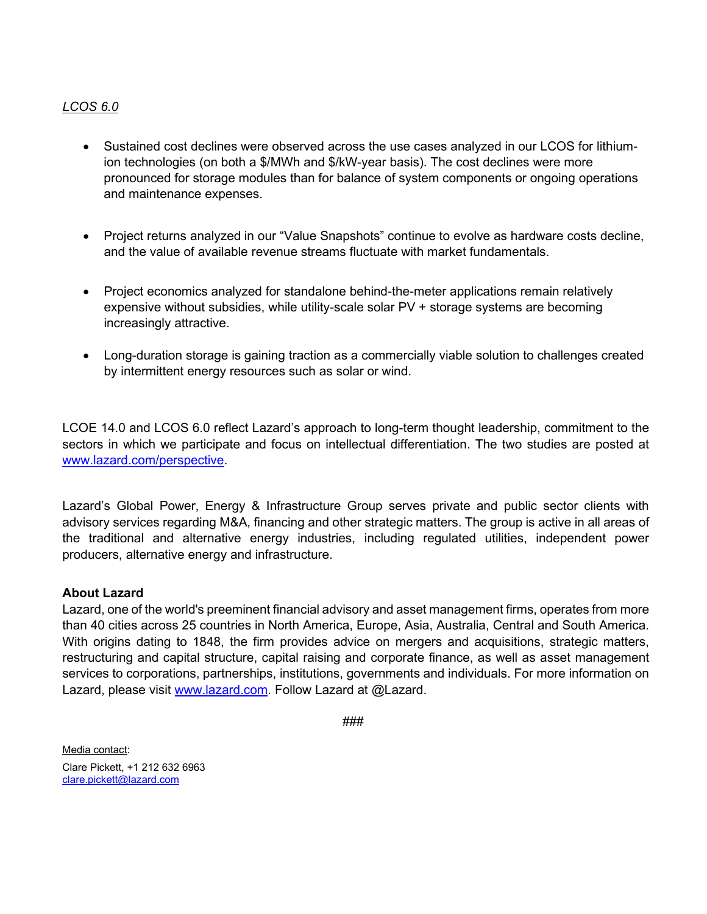*LCOS 6.0*

- Sustained cost declines were observed across the use cases analyzed in our LCOS for lithium-ion technologies (on both a $/MWh and $/kW-year basis). The cost declines were more pronounced for storage modules than for balance of system components or ongoing operations and maintenance expenses.
- Project returns analyzed in our "Value Snapshots" continue to evolve as hardware costs decline, and the value of available revenue streams fluctuate with market fundamentals.
- Project economics analyzed for standalone behind-the-meter applications remain relatively expensive without subsidies, while utility-scale solar PV + storage systems are becoming increasingly attractive.
- Long-duration storage is gaining traction as a commercially viable solution to challenges created by intermittent energy resources such as solar or wind.

LCOE 14.0 and LCOS 6.0 reflect Lazard's approach to long-term thought leadership, commitment to the sectors in which we participate and focus on intellectual differentiation. The two studies are posted at www.lazard.com/perspective.

Lazard's Global Power, Energy & Infrastructure Group serves private and public sector clients with advisory services regarding M&A, financing and other strategic matters. The group is active in all areas of the traditional and alternative energy industries, including regulated utilities, independent power producers, alternative energy and infrastructure.

**About Lazard**

Lazard, one of the world's preeminent financial advisory and asset management firms, operates from more than 40 cities across 25 countries in North America, Europe, Asia, Australia, Central and South America. With origins dating to 1848, the firm provides advice on mergers and acquisitions, strategic matters, restructuring and capital structure, capital raising and corporate finance, as well as asset management services to corporations, partnerships, institutions, governments and individuals. For more information on Lazard, please visit www.lazard.com. Follow Lazard at @Lazard.

###

Media contact:

Clare Pickett, +1 212 632 6963
clare.pickett@lazard.com